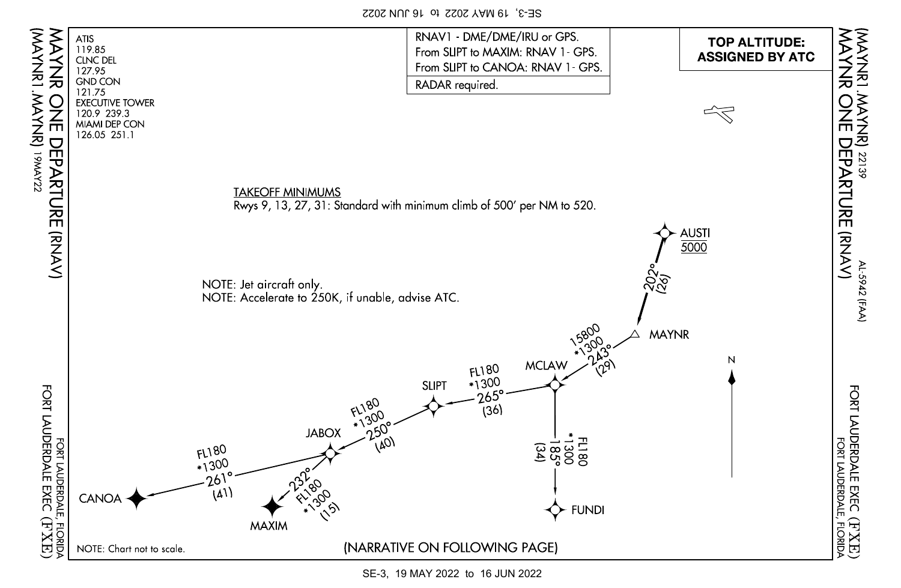# MAYNR ONE DEPARTURE (RNAV)

## (MAYNR1.MAYNR) 22139

AL-5942 (FAA)

FORT LAUDERDALE EXEC (FXE)
FORT LAUDERDALE, FLORIDA

ATIS
119.85
CLNC DEL
127.95
GND CON
121.75
EXECUTIVE TOWER
120.9 239.3
MIAMI DEP CON
126.05 251.1

RNAV1 - DME/DME/IRU or GPS.
From SLIPT to MAXIM: RNAV 1- GPS.
From SLIPT to CANOA: RNAV 1- GPS.

RADAR required.

**TOP ALTITUDE: ASSIGNED BY ATC**

TAKEOFF MINIMUMS
Rwys 9, 13, 27, 31: Standard with minimum climb of 500′ per NM to 520.

NOTE: Jet aircraft only.
NOTE: Accelerate to 250K, if unable, advise ATC.

| From | To | Course | Distance | Altitudes |
|---|---|---|---|---|
| AUSTI (5000) | MAYNR | 202° | (26) | |
| MAYNR | MCLAW | 243° | (29) | 15800, *1300 |
| MCLAW | SLIPT | 265° | (36) | FL180, *1300 |
| MCLAW | FUNDI | 185° | (34) | FL180, *1300 |
| SLIPT | JABOX | 250° | (40) | FL180, *1300 |
| JABOX | CANOA | 261° | (41) | FL180, *1300 |
| JABOX | MAXIM | 232° | (15) | FL180, *1300 |

NOTE: Chart not to scale.

(NARRATIVE ON FOLLOWING PAGE)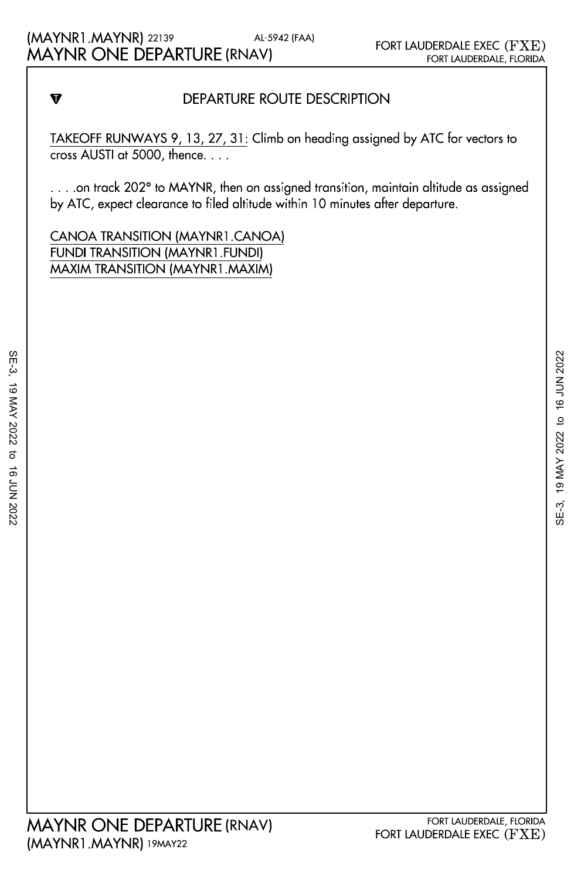# (MAYNR1.MAYNR) 22139 AL-5942 (FAA)
# MAYNR ONE DEPARTURE (RNAV)

FORT LAUDERDALE EXEC (FXE)
FORT LAUDERDALE, FLORIDA

## DEPARTURE ROUTE DESCRIPTION

TAKEOFF RUNWAYS 9, 13, 27, 31: Climb on heading assigned by ATC for vectors to cross AUSTI at 5000, thence. . . .

. . . .on track 202° to MAYNR, then on assigned transition, maintain altitude as assigned by ATC, expect clearance to filed altitude within 10 minutes after departure.

CANOA TRANSITION (MAYNR1.CANOA)
FUNDI TRANSITION (MAYNR1.FUNDI)
MAXIM TRANSITION (MAYNR1.MAXIM)

SE-3, 19 MAY 2022 to 16 JUN 2022

MAYNR ONE DEPARTURE (RNAV)
(MAYNR1.MAYNR) 19MAY22

FORT LAUDERDALE, FLORIDA
FORT LAUDERDALE EXEC (FXE)